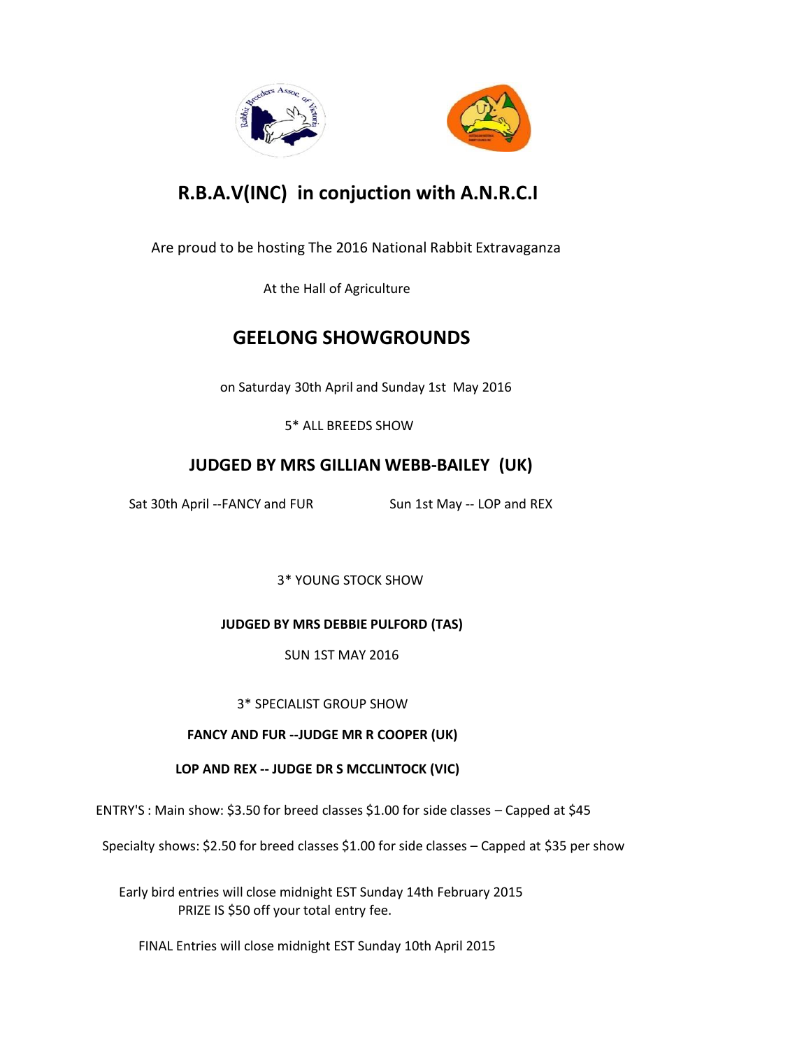# R.B.A.V(INC) in conjuction with A.N.R.C.I

Are proud to be hosting The 2016 National Rabbit Extravaganza

At the Hall of Agriculture

## GEELONG SHOWGROUNDS

on Saturday 30th April and Sunday 1st May 2016

5* ALL BREEDS SHOW

### JUDGED BY MRS GILLIAN WEBB-BAILEY (UK)

Sat 30th April --FANCY and FUR

Sun 1st May -- LOP and REX

3* YOUNG STOCK SHOW

**JUDGED BY MRS DEBBIE PULFORD (TAS)**

SUN 1ST MAY 2016

3* SPECIALIST GROUP SHOW

**FANCY AND FUR --JUDGE MR R COOPER (UK)**

**LOP AND REX -- JUDGE DR S MCCLINTOCK (VIC)**

ENTRY'S : Main show: $3.50 for breed classes $1.00 for side classes – Capped at $45

Specialty shows: $2.50 for breed classes $1.00 for side classes – Capped at $35 per show

Early bird entries will close midnight EST Sunday 14th February 2015
PRIZE IS $50 off your total entry fee.

FINAL Entries will close midnight EST Sunday 10th April 2015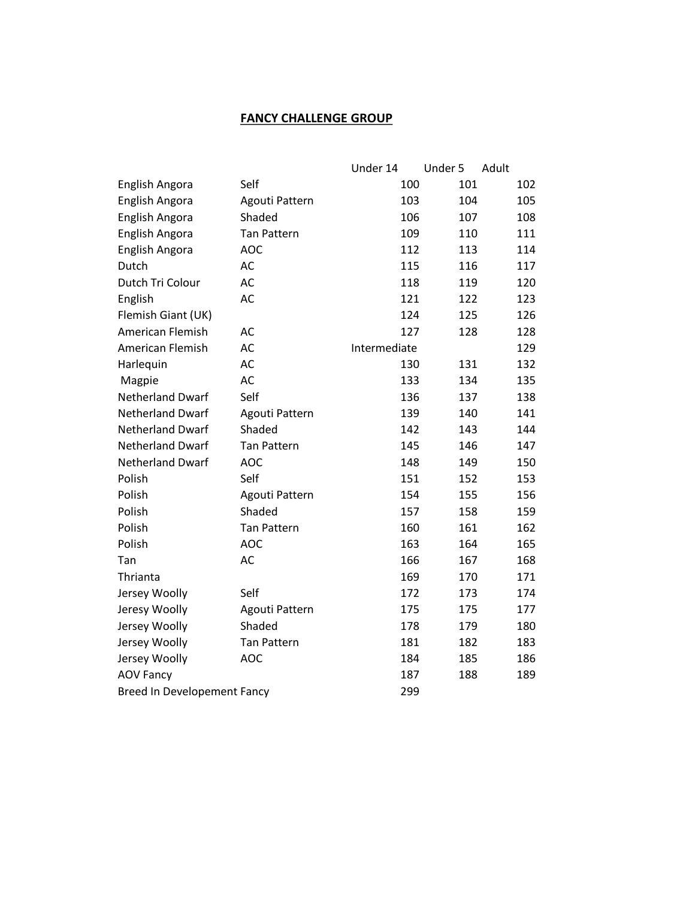**FANCY CHALLENGE GROUP**

| | | Under 14 | Under 5 | Adult |
|---|---|---|---|---|
| English Angora | Self | 100 | 101 | 102 |
| English Angora | Agouti Pattern | 103 | 104 | 105 |
| English Angora | Shaded | 106 | 107 | 108 |
| English Angora | Tan Pattern | 109 | 110 | 111 |
| English Angora | AOC | 112 | 113 | 114 |
| Dutch | AC | 115 | 116 | 117 |
| Dutch Tri Colour | AC | 118 | 119 | 120 |
| English | AC | 121 | 122 | 123 |
| Flemish Giant (UK) | | 124 | 125 | 126 |
| American Flemish | AC | 127 | 128 | 128 |
| American Flemish | AC | Intermediate | | 129 |
| Harlequin | AC | 130 | 131 | 132 |
| Magpie | AC | 133 | 134 | 135 |
| Netherland Dwarf | Self | 136 | 137 | 138 |
| Netherland Dwarf | Agouti Pattern | 139 | 140 | 141 |
| Netherland Dwarf | Shaded | 142 | 143 | 144 |
| Netherland Dwarf | Tan Pattern | 145 | 146 | 147 |
| Netherland Dwarf | AOC | 148 | 149 | 150 |
| Polish | Self | 151 | 152 | 153 |
| Polish | Agouti Pattern | 154 | 155 | 156 |
| Polish | Shaded | 157 | 158 | 159 |
| Polish | Tan Pattern | 160 | 161 | 162 |
| Polish | AOC | 163 | 164 | 165 |
| Tan | AC | 166 | 167 | 168 |
| Thrianta | | 169 | 170 | 171 |
| Jersey Woolly | Self | 172 | 173 | 174 |
| Jeresy Woolly | Agouti Pattern | 175 | 175 | 177 |
| Jersey Woolly | Shaded | 178 | 179 | 180 |
| Jersey Woolly | Tan Pattern | 181 | 182 | 183 |
| Jersey Woolly | AOC | 184 | 185 | 186 |
| AOV Fancy | | 187 | 188 | 189 |
| Breed In Developement Fancy | | 299 | | |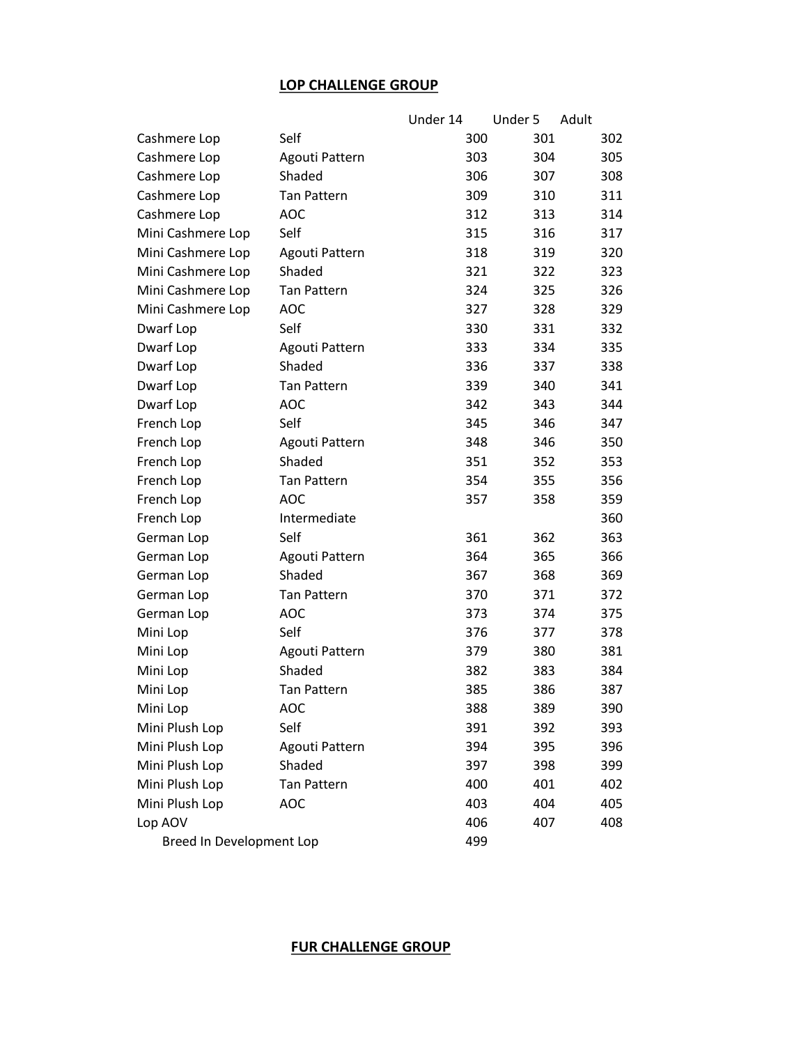## LOP CHALLENGE GROUP

| | | Under 14 | Under 5 | Adult |
|---|---|---|---|---|
| Cashmere Lop | Self | 300 | 301 | 302 |
| Cashmere Lop | Agouti Pattern | 303 | 304 | 305 |
| Cashmere Lop | Shaded | 306 | 307 | 308 |
| Cashmere Lop | Tan Pattern | 309 | 310 | 311 |
| Cashmere Lop | AOC | 312 | 313 | 314 |
| Mini Cashmere Lop | Self | 315 | 316 | 317 |
| Mini Cashmere Lop | Agouti Pattern | 318 | 319 | 320 |
| Mini Cashmere Lop | Shaded | 321 | 322 | 323 |
| Mini Cashmere Lop | Tan Pattern | 324 | 325 | 326 |
| Mini Cashmere Lop | AOC | 327 | 328 | 329 |
| Dwarf Lop | Self | 330 | 331 | 332 |
| Dwarf Lop | Agouti Pattern | 333 | 334 | 335 |
| Dwarf Lop | Shaded | 336 | 337 | 338 |
| Dwarf Lop | Tan Pattern | 339 | 340 | 341 |
| Dwarf Lop | AOC | 342 | 343 | 344 |
| French Lop | Self | 345 | 346 | 347 |
| French Lop | Agouti Pattern | 348 | 346 | 350 |
| French Lop | Shaded | 351 | 352 | 353 |
| French Lop | Tan Pattern | 354 | 355 | 356 |
| French Lop | AOC | 357 | 358 | 359 |
| French Lop | Intermediate | | | 360 |
| German Lop | Self | 361 | 362 | 363 |
| German Lop | Agouti Pattern | 364 | 365 | 366 |
| German Lop | Shaded | 367 | 368 | 369 |
| German Lop | Tan Pattern | 370 | 371 | 372 |
| German Lop | AOC | 373 | 374 | 375 |
| Mini Lop | Self | 376 | 377 | 378 |
| Mini Lop | Agouti Pattern | 379 | 380 | 381 |
| Mini Lop | Shaded | 382 | 383 | 384 |
| Mini Lop | Tan Pattern | 385 | 386 | 387 |
| Mini Lop | AOC | 388 | 389 | 390 |
| Mini Plush Lop | Self | 391 | 392 | 393 |
| Mini Plush Lop | Agouti Pattern | 394 | 395 | 396 |
| Mini Plush Lop | Shaded | 397 | 398 | 399 |
| Mini Plush Lop | Tan Pattern | 400 | 401 | 402 |
| Mini Plush Lop | AOC | 403 | 404 | 405 |
| Lop AOV | | 406 | 407 | 408 |
| Breed In Development Lop | | 499 | | |

## FUR CHALLENGE GROUP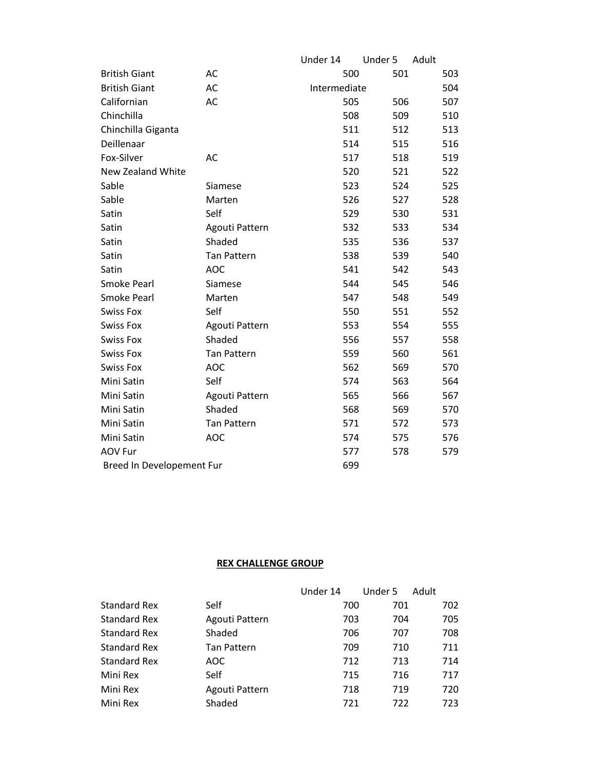| | | Under 14 | Under 5 | Adult |
|---|---|---|---|---|
| British Giant | AC | 500 | 501 | 503 |
| British Giant | AC | Intermediate | | 504 |
| Californian | AC | 505 | 506 | 507 |
| Chinchilla | | 508 | 509 | 510 |
| Chinchilla Giganta | | 511 | 512 | 513 |
| Deillenaar | | 514 | 515 | 516 |
| Fox-Silver | AC | 517 | 518 | 519 |
| New Zealand White | | 520 | 521 | 522 |
| Sable | Siamese | 523 | 524 | 525 |
| Sable | Marten | 526 | 527 | 528 |
| Satin | Self | 529 | 530 | 531 |
| Satin | Agouti Pattern | 532 | 533 | 534 |
| Satin | Shaded | 535 | 536 | 537 |
| Satin | Tan Pattern | 538 | 539 | 540 |
| Satin | AOC | 541 | 542 | 543 |
| Smoke Pearl | Siamese | 544 | 545 | 546 |
| Smoke Pearl | Marten | 547 | 548 | 549 |
| Swiss Fox | Self | 550 | 551 | 552 |
| Swiss Fox | Agouti Pattern | 553 | 554 | 555 |
| Swiss Fox | Shaded | 556 | 557 | 558 |
| Swiss Fox | Tan Pattern | 559 | 560 | 561 |
| Swiss Fox | AOC | 562 | 569 | 570 |
| Mini Satin | Self | 574 | 563 | 564 |
| Mini Satin | Agouti Pattern | 565 | 566 | 567 |
| Mini Satin | Shaded | 568 | 569 | 570 |
| Mini Satin | Tan Pattern | 571 | 572 | 573 |
| Mini Satin | AOC | 574 | 575 | 576 |
| AOV Fur | | 577 | 578 | 579 |
| Breed In Developement Fur | | 699 | | |

**<u>REX CHALLENGE GROUP</u>**

| | | Under 14 | Under 5 | Adult |
|---|---|---|---|---|
| Standard Rex | Self | 700 | 701 | 702 |
| Standard Rex | Agouti Pattern | 703 | 704 | 705 |
| Standard Rex | Shaded | 706 | 707 | 708 |
| Standard Rex | Tan Pattern | 709 | 710 | 711 |
| Standard Rex | AOC | 712 | 713 | 714 |
| Mini Rex | Self | 715 | 716 | 717 |
| Mini Rex | Agouti Pattern | 718 | 719 | 720 |
| Mini Rex | Shaded | 721 | 722 | 723 |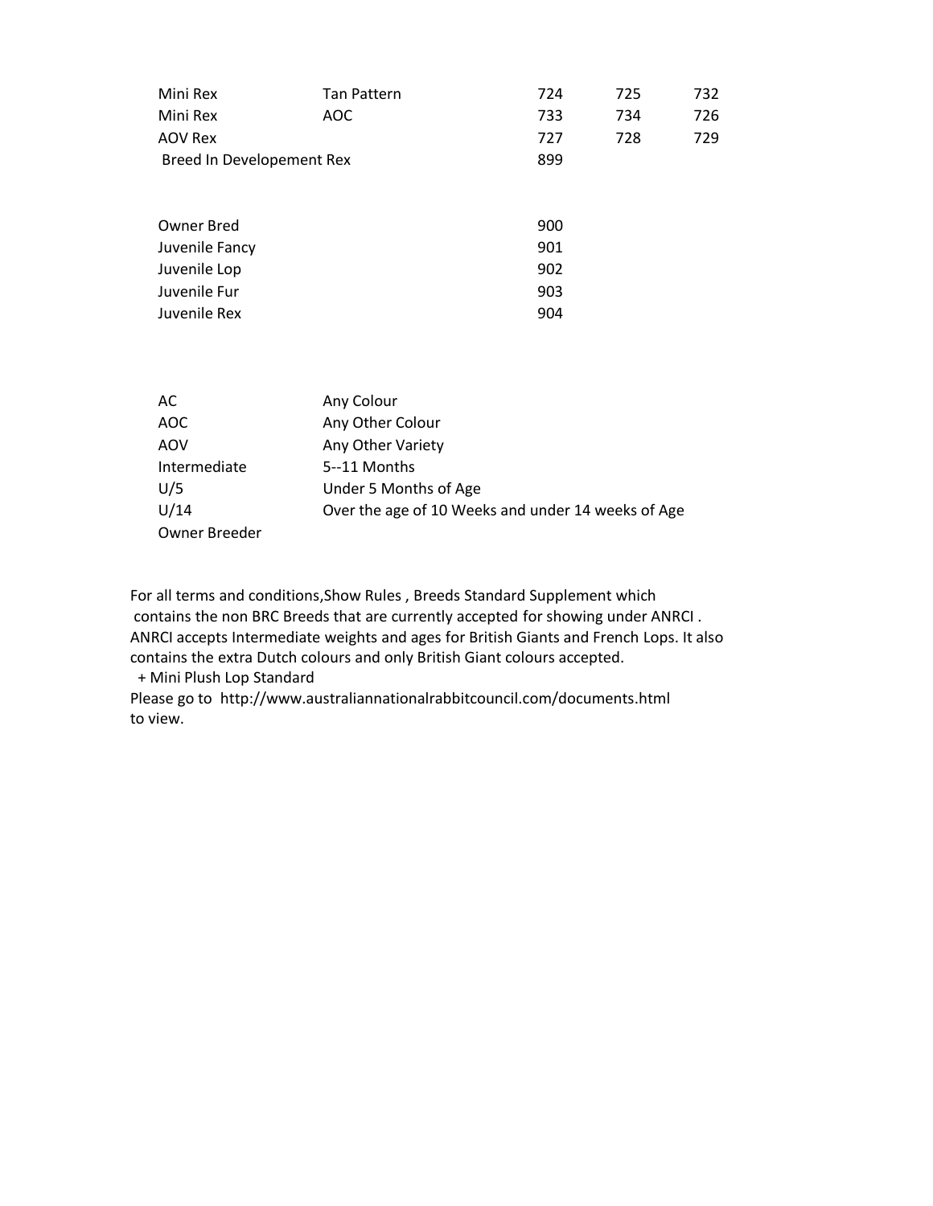| | | | | |
|---|---|---|---|---|
| Mini Rex | Tan Pattern | 724 | 725 | 732 |
| Mini Rex | AOC | 733 | 734 | 726 |
| AOV Rex | | 727 | 728 | 729 |
| Breed In Developement Rex | | 899 | | |

| | |
|---|---|
| Owner Bred | 900 |
| Juvenile Fancy | 901 |
| Juvenile Lop | 902 |
| Juvenile Fur | 903 |
| Juvenile Rex | 904 |

| | |
|---|---|
| AC | Any Colour |
| AOC | Any Other Colour |
| AOV | Any Other Variety |
| Intermediate | 5--11 Months |
| U/5 | Under 5 Months of Age |
| U/14 | Over the age of 10 Weeks and under 14 weeks of Age |
| Owner Breeder | |

For all terms and conditions,Show Rules , Breeds Standard Supplement which contains the non BRC Breeds that are currently accepted for showing under ANRCI . ANRCI accepts Intermediate weights and ages for British Giants and French Lops. It also contains the extra Dutch colours and only British Giant colours accepted.
+ Mini Plush Lop Standard
Please go to http://www.australiannationalrabbitcouncil.com/documents.html to view.